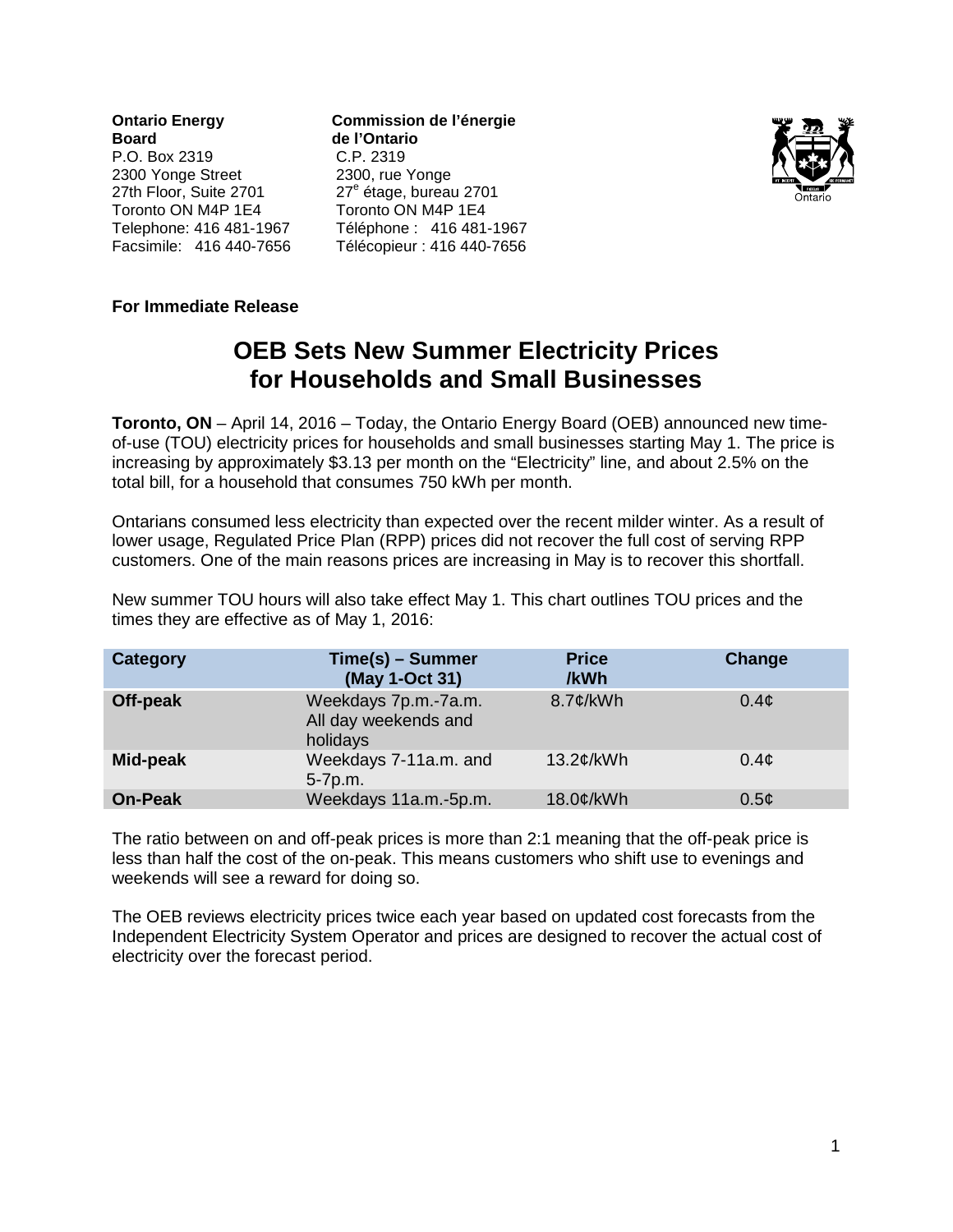**Ontario Energy Board**
P.O. Box 2319
2300 Yonge Street
27th Floor, Suite 2701
Toronto ON M4P 1E4
Telephone: 416 481-1967
Facsimile: 416 440-7656

**Commission de l'énergie de l'Ontario**
C.P. 2319
2300, rue Yonge
27e étage, bureau 2701
Toronto ON M4P 1E4
Téléphone : 416 481-1967
Télécopieur : 416 440-7656

**For Immediate Release**

# OEB Sets New Summer Electricity Prices for Households and Small Businesses

**Toronto, ON** – April 14, 2016 – Today, the Ontario Energy Board (OEB) announced new time-of-use (TOU) electricity prices for households and small businesses starting May 1. The price is increasing by approximately $3.13 per month on the "Electricity" line, and about 2.5% on the total bill, for a household that consumes 750 kWh per month.

Ontarians consumed less electricity than expected over the recent milder winter. As a result of lower usage, Regulated Price Plan (RPP) prices did not recover the full cost of serving RPP customers. One of the main reasons prices are increasing in May is to recover this shortfall.

New summer TOU hours will also take effect May 1. This chart outlines TOU prices and the times they are effective as of May 1, 2016:

| Category | Time(s) – Summer (May 1-Oct 31) | Price /kWh | Change |
|---|---|---|---|
| **Off-peak** | Weekdays 7p.m.-7a.m. All day weekends and holidays | 8.7¢/kWh | 0.4¢ |
| **Mid-peak** | Weekdays 7-11a.m. and 5-7p.m. | 13.2¢/kWh | 0.4¢ |
| **On-Peak** | Weekdays 11a.m.-5p.m. | 18.0¢/kWh | 0.5¢ |

The ratio between on and off-peak prices is more than 2:1 meaning that the off-peak price is less than half the cost of the on-peak. This means customers who shift use to evenings and weekends will see a reward for doing so.

The OEB reviews electricity prices twice each year based on updated cost forecasts from the Independent Electricity System Operator and prices are designed to recover the actual cost of electricity over the forecast period.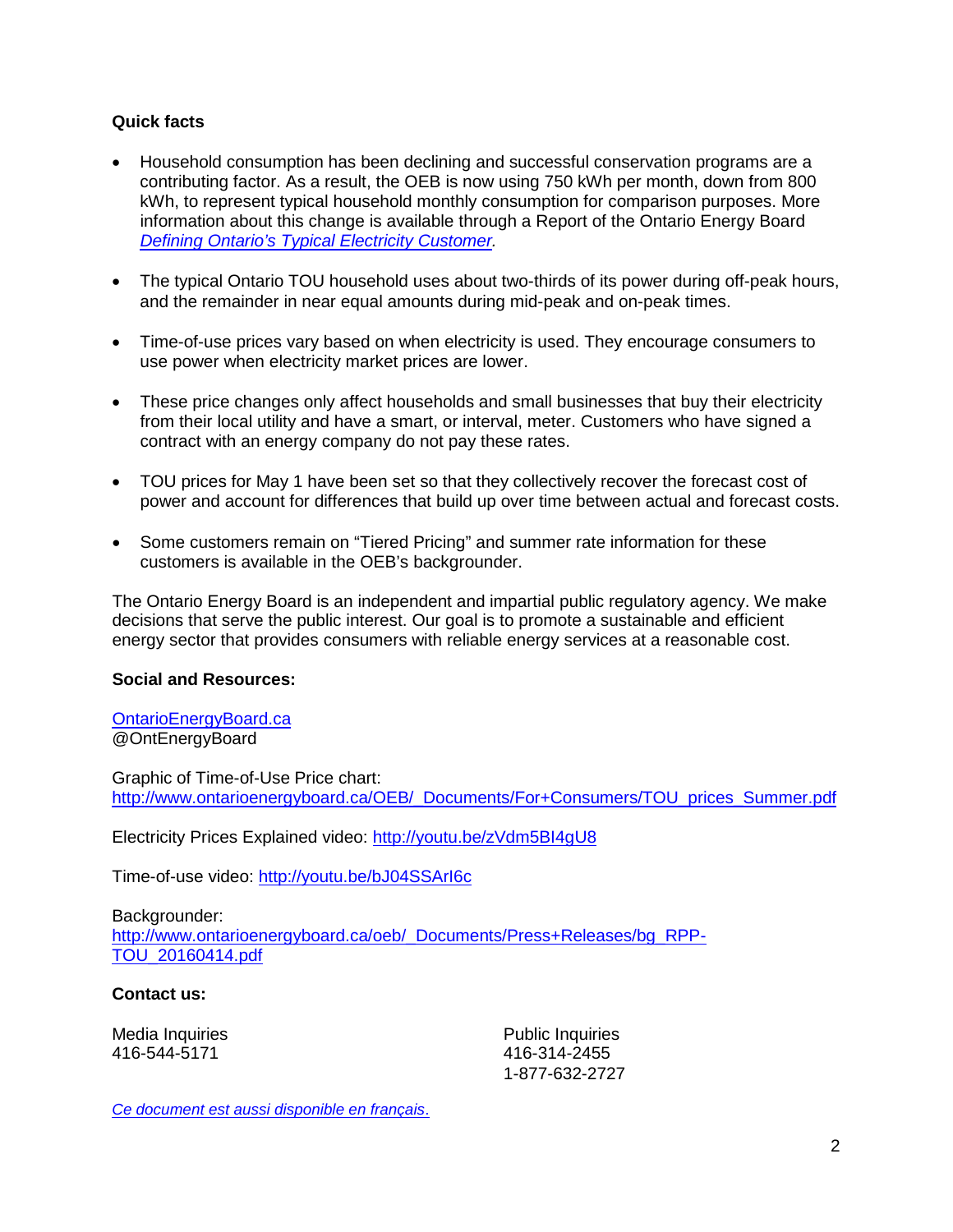**Quick facts**

- Household consumption has been declining and successful conservation programs are a contributing factor. As a result, the OEB is now using 750 kWh per month, down from 800 kWh, to represent typical household monthly consumption for comparison purposes. More information about this change is available through a Report of the Ontario Energy Board *Defining Ontario's Typical Electricity Customer.*

- The typical Ontario TOU household uses about two-thirds of its power during off-peak hours, and the remainder in near equal amounts during mid-peak and on-peak times.

- Time-of-use prices vary based on when electricity is used. They encourage consumers to use power when electricity market prices are lower.

- These price changes only affect households and small businesses that buy their electricity from their local utility and have a smart, or interval, meter. Customers who have signed a contract with an energy company do not pay these rates.

- TOU prices for May 1 have been set so that they collectively recover the forecast cost of power and account for differences that build up over time between actual and forecast costs.

- Some customers remain on "Tiered Pricing" and summer rate information for these customers is available in the OEB's backgrounder.

The Ontario Energy Board is an independent and impartial public regulatory agency. We make decisions that serve the public interest. Our goal is to promote a sustainable and efficient energy sector that provides consumers with reliable energy services at a reasonable cost.

**Social and Resources:**

OntarioEnergyBoard.ca
@OntEnergyBoard

Graphic of Time-of-Use Price chart:
http://www.ontarioenergyboard.ca/OEB/_Documents/For+Consumers/TOU_prices_Summer.pdf

Electricity Prices Explained video: http://youtu.be/zVdm5BI4gU8

Time-of-use video: http://youtu.be/bJ04SSArI6c

Backgrounder:
http://www.ontarioenergyboard.ca/oeb/_Documents/Press+Releases/bg_RPP-TOU_20160414.pdf

**Contact us:**

Media Inquiries
416-544-5171

Public Inquiries
416-314-2455
1-877-632-2727

*Ce document est aussi disponible en français.*